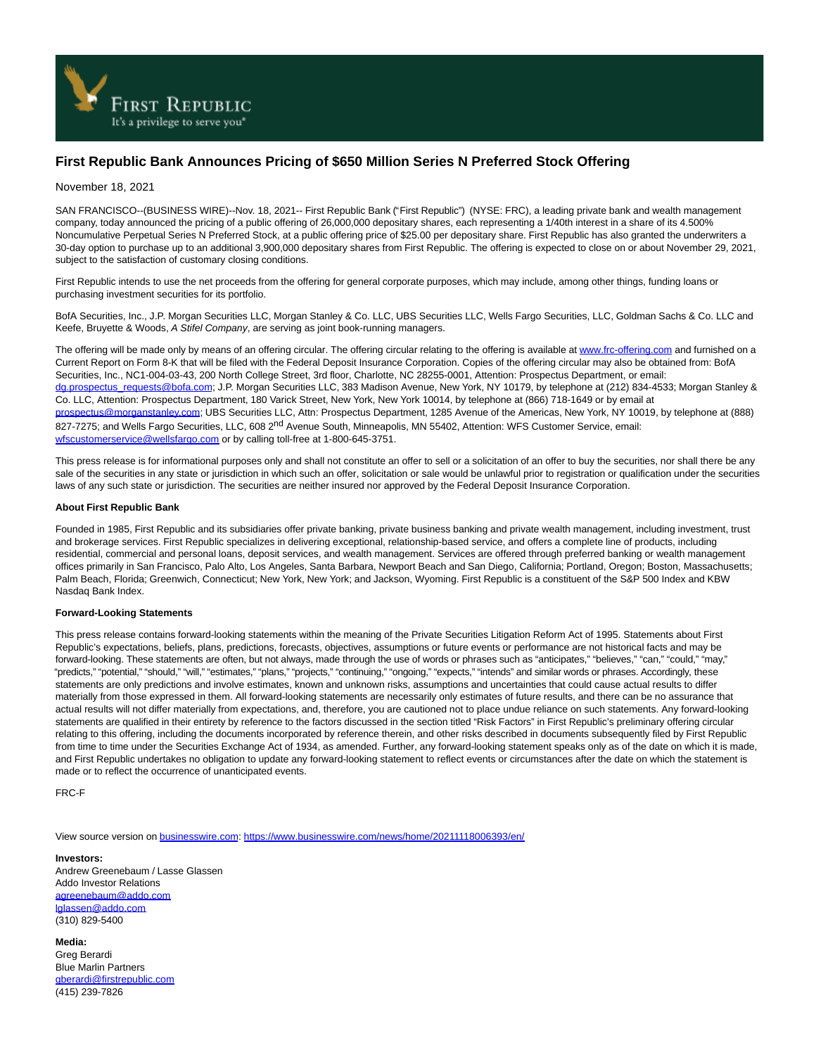# First Republic Bank Announces Pricing of $650 Million Series N Preferred Stock Offering

November 18, 2021

SAN FRANCISCO--(BUSINESS WIRE)--Nov. 18, 2021-- First Republic Bank ("First Republic") (NYSE: FRC), a leading private bank and wealth management company, today announced the pricing of a public offering of 26,000,000 depositary shares, each representing a 1/40th interest in a share of its 4.500% Noncumulative Perpetual Series N Preferred Stock, at a public offering price of $25.00 per depositary share. First Republic has also granted the underwriters a 30-day option to purchase up to an additional 3,900,000 depositary shares from First Republic. The offering is expected to close on or about November 29, 2021, subject to the satisfaction of customary closing conditions.

First Republic intends to use the net proceeds from the offering for general corporate purposes, which may include, among other things, funding loans or purchasing investment securities for its portfolio.

BofA Securities, Inc., J.P. Morgan Securities LLC, Morgan Stanley & Co. LLC, UBS Securities LLC, Wells Fargo Securities, LLC, Goldman Sachs & Co. LLC and Keefe, Bruyette & Woods, *A Stifel Company*, are serving as joint book-running managers.

The offering will be made only by means of an offering circular. The offering circular relating to the offering is available at www.frc-offering.com and furnished on a Current Report on Form 8-K that will be filed with the Federal Deposit Insurance Corporation. Copies of the offering circular may also be obtained from: BofA Securities, Inc., NC1-004-03-43, 200 North College Street, 3rd floor, Charlotte, NC 28255-0001, Attention: Prospectus Department, or email: dg.prospectus_requests@bofa.com; J.P. Morgan Securities LLC, 383 Madison Avenue, New York, NY 10179, by telephone at (212) 834-4533; Morgan Stanley & Co. LLC, Attention: Prospectus Department, 180 Varick Street, New York, New York 10014, by telephone at (866) 718-1649 or by email at prospectus@morganstanley.com; UBS Securities LLC, Attn: Prospectus Department, 1285 Avenue of the Americas, New York, NY 10019, by telephone at (888) 827-7275; and Wells Fargo Securities, LLC, 608 2nd Avenue South, Minneapolis, MN 55402, Attention: WFS Customer Service, email: wfscustomerservice@wellsfargo.com or by calling toll-free at 1-800-645-3751.

This press release is for informational purposes only and shall not constitute an offer to sell or a solicitation of an offer to buy the securities, nor shall there be any sale of the securities in any state or jurisdiction in which such an offer, solicitation or sale would be unlawful prior to registration or qualification under the securities laws of any such state or jurisdiction. The securities are neither insured nor approved by the Federal Deposit Insurance Corporation.

**About First Republic Bank**

Founded in 1985, First Republic and its subsidiaries offer private banking, private business banking and private wealth management, including investment, trust and brokerage services. First Republic specializes in delivering exceptional, relationship-based service, and offers a complete line of products, including residential, commercial and personal loans, deposit services, and wealth management. Services are offered through preferred banking or wealth management offices primarily in San Francisco, Palo Alto, Los Angeles, Santa Barbara, Newport Beach and San Diego, California; Portland, Oregon; Boston, Massachusetts; Palm Beach, Florida; Greenwich, Connecticut; New York, New York; and Jackson, Wyoming. First Republic is a constituent of the S&P 500 Index and KBW Nasdaq Bank Index.

**Forward-Looking Statements**

This press release contains forward-looking statements within the meaning of the Private Securities Litigation Reform Act of 1995. Statements about First Republic's expectations, beliefs, plans, predictions, forecasts, objectives, assumptions or future events or performance are not historical facts and may be forward-looking. These statements are often, but not always, made through the use of words or phrases such as "anticipates," "believes," "can," "could," "may," "predicts," "potential," "should," "will," "estimates," "plans," "projects," "continuing," "ongoing," "expects," "intends" and similar words or phrases. Accordingly, these statements are only predictions and involve estimates, known and unknown risks, assumptions and uncertainties that could cause actual results to differ materially from those expressed in them. All forward-looking statements are necessarily only estimates of future results, and there can be no assurance that actual results will not differ materially from expectations, and, therefore, you are cautioned not to place undue reliance on such statements. Any forward-looking statements are qualified in their entirety by reference to the factors discussed in the section titled "Risk Factors" in First Republic's preliminary offering circular relating to this offering, including the documents incorporated by reference therein, and other risks described in documents subsequently filed by First Republic from time to time under the Securities Exchange Act of 1934, as amended. Further, any forward-looking statement speaks only as of the date on which it is made, and First Republic undertakes no obligation to update any forward-looking statement to reflect events or circumstances after the date on which the statement is made or to reflect the occurrence of unanticipated events.

FRC-F

View source version on businesswire.com: https://www.businesswire.com/news/home/20211118006393/en/

**Investors:**
Andrew Greenebaum / Lasse Glassen
Addo Investor Relations
agreenebaum@addo.com
lglassen@addo.com
(310) 829-5400

**Media:**
Greg Berardi
Blue Marlin Partners
gberardi@firstrepublic.com
(415) 239-7826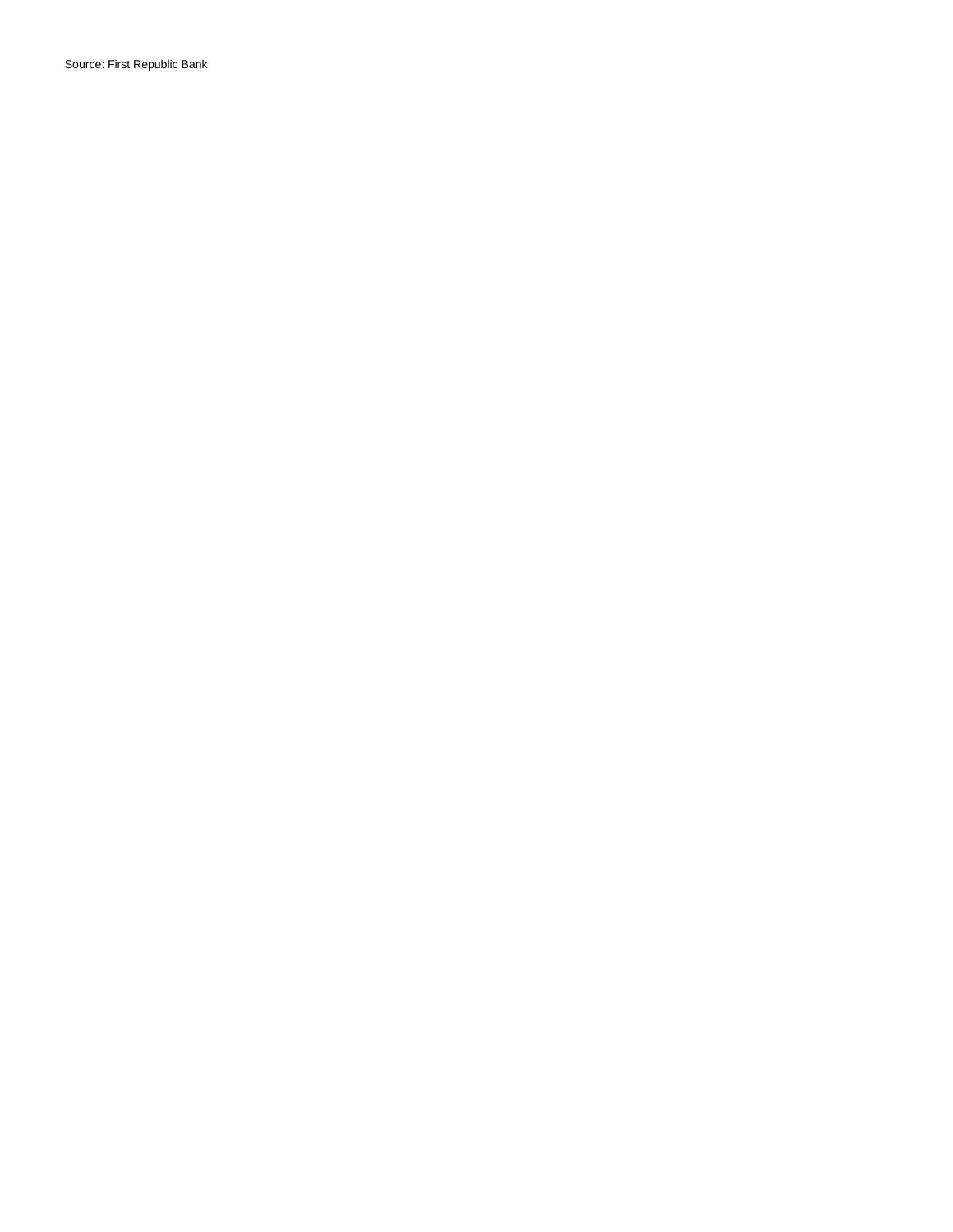Source: First Republic Bank